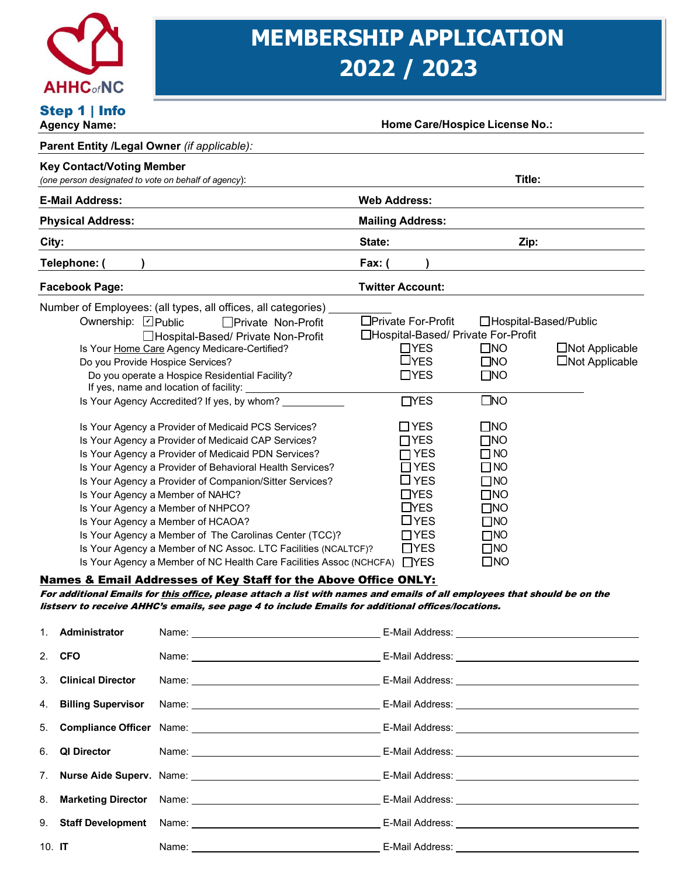AHHC of NC

# MEMBERSHIP APPLICATION 2022 / 2023

## Step 1 | Info

**Agency Name:** **Home Care/Hospice License No.:**

**Parent Entity /Legal Owner** *(if applicable)*:

**Key Contact/Voting Member**
*(one person designated to vote on behalf of agency)*: **Title:**

**E-Mail Address:** **Web Address:**

**Physical Address:** **Mailing Address:**

**City:** **State:** **Zip:**

**Telephone: (    )** **Fax: (    )**

**Facebook Page:** **Twitter Account:**

Number of Employees: (all types, all offices, all categories) ________

Ownership: ☑ Public ☐ Private Non-Profit ☐ Private For-Profit ☐ Hospital-Based/Public ☐ Hospital-Based/ Private Non-Profit ☐ Hospital-Based/ Private For-Profit

| Question | | | |
|---|---|---|---|
| Is Your Home Care Agency Medicare-Certified? | ☐YES | ☐NO | ☐Not Applicable |
| Do you Provide Hospice Services? | ☐YES | ☐NO | ☐Not Applicable |
| Do you operate a Hospice Residential Facility? | ☐YES | ☐NO | |
| If yes, name and location of facility: ________ | | | |
| Is Your Agency Accredited? If yes, by whom? ________ | ☐YES | ☐NO | |
| Is Your Agency a Provider of Medicaid PCS Services? | ☐YES | ☐NO | |
| Is Your Agency a Provider of Medicaid CAP Services? | ☐YES | ☐NO | |
| Is Your Agency a Provider of Medicaid PDN Services? | ☐YES | ☐NO | |
| Is Your Agency a Provider of Behavioral Health Services? | ☐YES | ☐NO | |
| Is Your Agency a Provider of Companion/Sitter Services? | ☐YES | ☐NO | |
| Is Your Agency a Member of NAHC? | ☐YES | ☐NO | |
| Is Your Agency a Member of NHPCO? | ☐YES | ☐NO | |
| Is Your Agency a Member of HCAOA? | ☐YES | ☐NO | |
| Is Your Agency a Member of The Carolinas Center (TCC)? | ☐YES | ☐NO | |
| Is Your Agency a Member of NC Assoc. LTC Facilities (NCALTCF)? | ☐YES | ☐NO | |
| Is Your Agency a Member of NC Health Care Facilities Assoc (NCHCFA) | ☐YES | ☐NO | |

**Names & Email Addresses of Key Staff for the Above Office ONLY:**

***For additional Emails for this office, please attach a list with names and emails of all employees that should be on the listserv to receive AHHC's emails, see page 4 to include Emails for additional offices/locations.***

1. **Administrator** Name: ________ E-Mail Address: ________
2. **CFO** Name: ________ E-Mail Address: ________
3. **Clinical Director** Name: ________ E-Mail Address: ________
4. **Billing Supervisor** Name: ________ E-Mail Address: ________
5. **Compliance Officer** Name: ________ E-Mail Address: ________
6. **QI Director** Name: ________ E-Mail Address: ________
7. **Nurse Aide Superv.** Name: ________ E-Mail Address: ________
8. **Marketing Director** Name: ________ E-Mail Address: ________
9. **Staff Development** Name: ________ E-Mail Address: ________
10. **IT** Name: ________ E-Mail Address: ________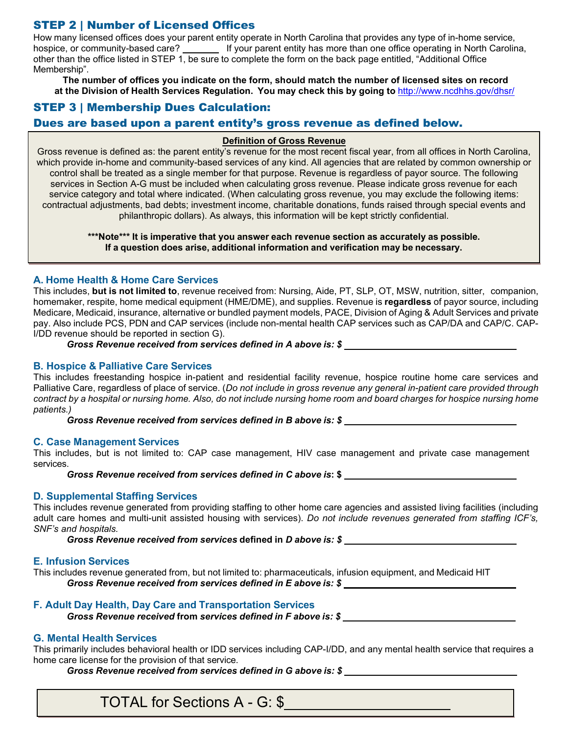## STEP 2 | Number of Licensed Offices

How many licensed offices does your parent entity operate in North Carolina that provides any type of in-home service, hospice, or community-based care? ________ If your parent entity has more than one office operating in North Carolina, other than the office listed in STEP 1, be sure to complete the form on the back page entitled, "Additional Office Membership".

**The number of offices you indicate on the form, should match the number of licensed sites on record at the Division of Health Services Regulation. You may check this by going to** http://www.ncdhhs.gov/dhsr/

## STEP 3 | Membership Dues Calculation:

## Dues are based upon a parent entity's gross revenue as defined below.

**Definition of Gross Revenue**

Gross revenue is defined as: the parent entity's revenue for the most recent fiscal year, from all offices in North Carolina, which provide in-home and community-based services of any kind. All agencies that are related by common ownership or control shall be treated as a single member for that purpose. Revenue is regardless of payor source. The following services in Section A-G must be included when calculating gross revenue. Please indicate gross revenue for each service category and total where indicated. (When calculating gross revenue, you may exclude the following items: contractual adjustments, bad debts; investment income, charitable donations, funds raised through special events and philanthropic dollars). As always, this information will be kept strictly confidential.

**\*\*\*Note\*\*\* It is imperative that you answer each revenue section as accurately as possible. If a question does arise, additional information and verification may be necessary.**

### A. Home Health & Home Care Services

This includes, **but is not limited to**, revenue received from: Nursing, Aide, PT, SLP, OT, MSW, nutrition, sitter, companion, homemaker, respite, home medical equipment (HME/DME), and supplies. Revenue is **regardless** of payor source, including Medicare, Medicaid, insurance, alternative or bundled payment models, PACE, Division of Aging & Adult Services and private pay. Also include PCS, PDN and CAP services (include non-mental health CAP services such as CAP/DA and CAP/C. CAP-I/DD revenue should be reported in section G).

***Gross Revenue received from services defined in A above is: $*** ______________________

### B. Hospice & Palliative Care Services

This includes freestanding hospice in-patient and residential facility revenue, hospice routine home care services and Palliative Care, regardless of place of service. (*Do not include in gross revenue any general in-patient care provided through contract by a hospital or nursing home. Also, do not include nursing home room and board charges for hospice nursing home patients.)*

***Gross Revenue received from services defined in B above is: $*** ______________________

### C. Case Management Services

This includes, but is not limited to: CAP case management, HIV case management and private case management services.

***Gross Revenue received from services defined in C above is*: $** ______________________

### D. Supplemental Staffing Services

This includes revenue generated from providing staffing to other home care agencies and assisted living facilities (including adult care homes and multi-unit assisted housing with services). *Do not include revenues generated from staffing ICF's, SNF's and hospitals.*

***Gross Revenue received from services* defined in *D above is: $*** ______________________

### E. Infusion Services

This includes revenue generated from, but not limited to: pharmaceuticals, infusion equipment, and Medicaid HIT

***Gross Revenue received from services defined in E above is: $*** ______________________

### F. Adult Day Health, Day Care and Transportation Services

***Gross Revenue received* from *services defined in F above is: $*** ______________________

### G. Mental Health Services

This primarily includes behavioral health or IDD services including CAP-I/DD, and any mental health service that requires a home care license for the provision of that service.

***Gross Revenue received from services defined in G above is: $*** ______________________

**TOTAL for Sections A - G: $** ______________________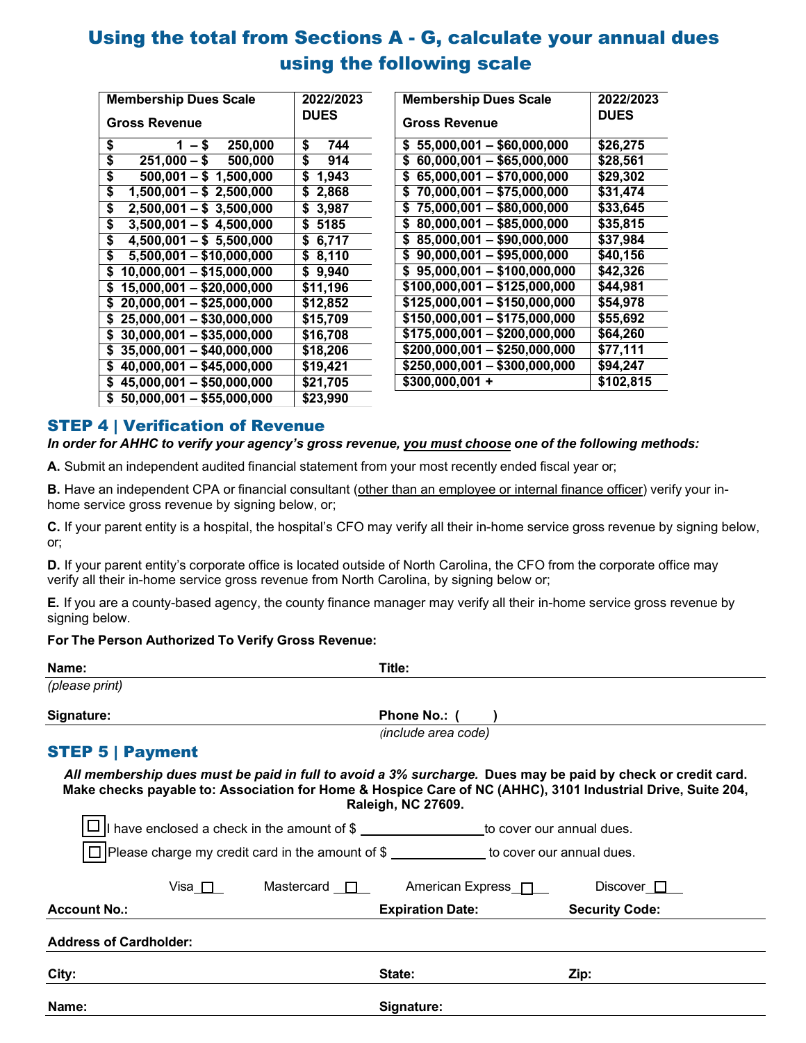# Using the total from Sections A - G, calculate your annual dues using the following scale

| Membership Dues Scale<br>Gross Revenue | 2022/2023 DUES |
|---|---|
| $ 1 – $ 250,000 | $ 744 |
| $ 251,000 – $ 500,000 | $ 914 |
| $ 500,001 – $ 1,500,000 | $ 1,943 |
| $ 1,500,001 – $ 2,500,000 | $ 2,868 |
| $ 2,500,001 – $ 3,500,000 | $ 3,987 |
| $ 3,500,001 – $ 4,500,000 | $ 5185 |
| $ 4,500,001 – $ 5,500,000 | $ 6,717 |
| $ 5,500,001 – $10,000,000 | $ 8,110 |
| $ 10,000,001 – $15,000,000 | $ 9,940 |
| $ 15,000,001 – $20,000,000 | $11,196 |
| $ 20,000,001 – $25,000,000 | $12,852 |
| $ 25,000,001 – $30,000,000 | $15,709 |
| $ 30,000,001 – $35,000,000 | $16,708 |
| $ 35,000,001 – $40,000,000 | $18,206 |
| $ 40,000,001 – $45,000,000 | $19,421 |
| $ 45,000,001 – $50,000,000 | $21,705 |
| $ 50,000,001 – $55,000,000 | $23,990 |

| Membership Dues Scale<br>Gross Revenue | 2022/2023 DUES |
|---|---|
| $ 55,000,001 – $60,000,000 | $26,275 |
| $ 60,000,001 – $65,000,000 | $28,561 |
| $ 65,000,001 – $70,000,000 | $29,302 |
| $ 70,000,001 – $75,000,000 | $31,474 |
| $ 75,000,001 – $80,000,000 | $33,645 |
| $ 80,000,001 – $85,000,000 | $35,815 |
| $ 85,000,001 – $90,000,000 | $37,984 |
| $ 90,000,001 – $95,000,000 | $40,156 |
| $ 95,000,001 – $100,000,000 | $42,326 |
| $100,000,001 – $125,000,000 | $44,981 |
| $125,000,001 – $150,000,000 | $54,978 |
| $150,000,001 – $175,000,000 | $55,692 |
| $175,000,001 – $200,000,000 | $64,260 |
| $200,000,001 – $250,000,000 | $77,111 |
| $250,000,001 – $300,000,000 | $94,247 |
| $300,000,001 + | $102,815 |

## STEP 4 | Verification of Revenue

***In order for AHHC to verify your agency's gross revenue, you must choose one of the following methods:***

**A.** Submit an independent audited financial statement from your most recently ended fiscal year or;

**B.** Have an independent CPA or financial consultant (other than an employee or internal finance officer) verify your in-home service gross revenue by signing below, or;

**C.** If your parent entity is a hospital, the hospital's CFO may verify all their in-home service gross revenue by signing below, or;

**D.** If your parent entity's corporate office is located outside of North Carolina, the CFO from the corporate office may verify all their in-home service gross revenue from North Carolina, by signing below or;

**E.** If you are a county-based agency, the county finance manager may verify all their in-home service gross revenue by signing below.

**For The Person Authorized To Verify Gross Revenue:**

**Name:** ____________________ **Title:** ____________________
*(please print)*

**Signature:** ____________________ **Phone No.: (    )** ____________________
*(include area code)*

## STEP 5 | Payment

***All membership dues must be paid in full to avoid a 3% surcharge.*** **Dues may be paid by check or credit card. Make checks payable to: Association for Home & Hospice Care of NC (AHHC), 3101 Industrial Drive, Suite 204, Raleigh, NC 27609.**

☐ I have enclosed a check in the amount of $ ________________ to cover our annual dues.

☐ Please charge my credit card in the amount of $ ____________ to cover our annual dues.

Visa ☐ Mastercard ☐ American Express ☐ Discover ☐

**Account No.:** ____________________ **Expiration Date:** ____________ **Security Code:** ____________

**Address of Cardholder:** ____________________

**City:** ____________________ **State:** ____________ **Zip:** ____________

**Name:** ____________________ **Signature:** ____________________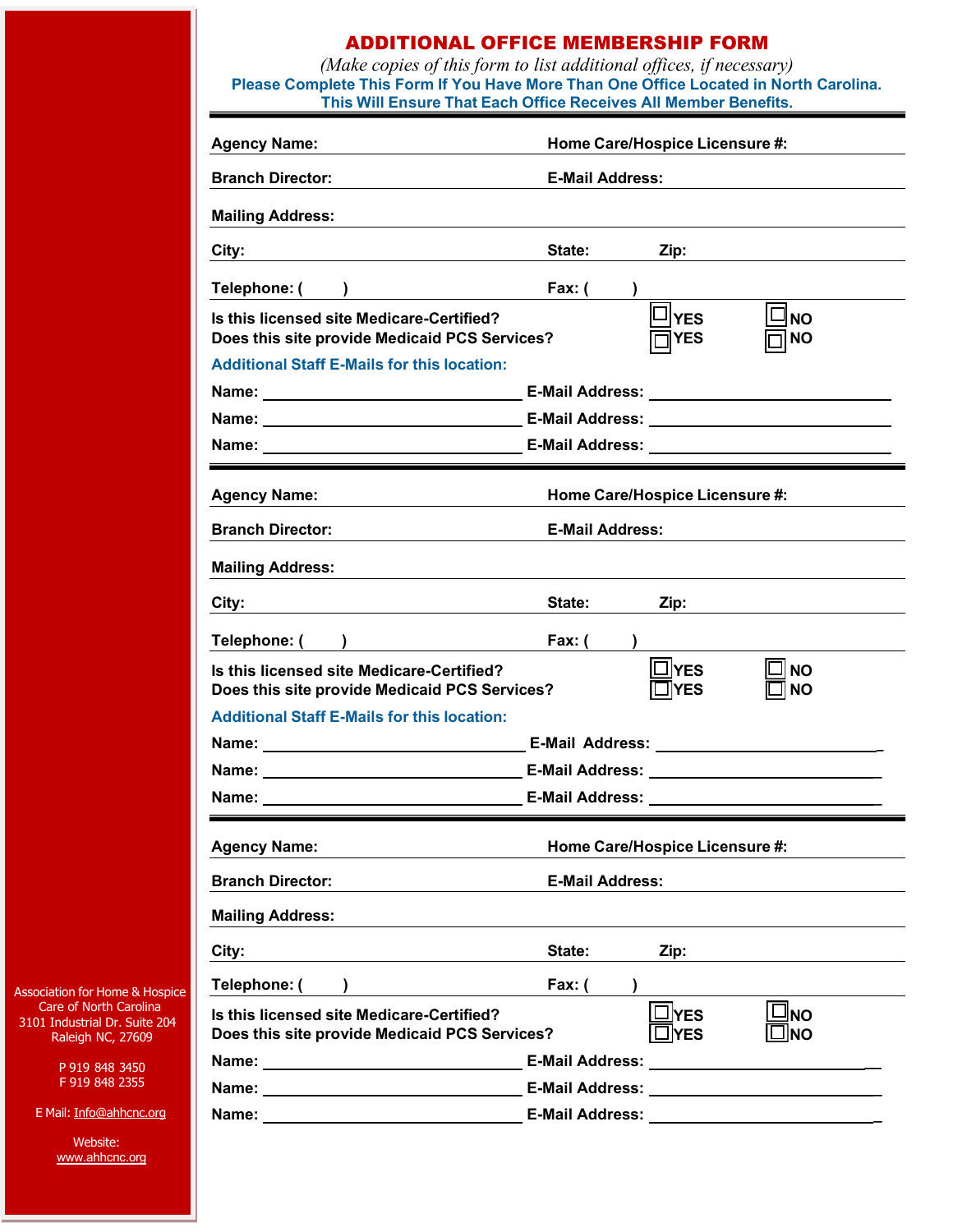# ADDITIONAL OFFICE MEMBERSHIP FORM

*(Make copies of this form to list additional offices, if necessary)*

**Please Complete This Form If You Have More Than One Office Located in North Carolina. This Will Ensure That Each Office Receives All Member Benefits.**

---

**Agency Name:** **Home Care/Hospice Licensure #:**

**Branch Director:** **E-Mail Address:**

**Mailing Address:**

**City:** **State:** **Zip:**

**Telephone: (    )** **Fax: (    )**

**Is this licensed site Medicare-Certified?** ☐ **YES** ☐ **NO**
**Does this site provide Medicaid PCS Services?** ☐ **YES** ☐ **NO**

**Additional Staff E-Mails for this location:**

**Name:** ____________________ **E-Mail Address:** ____________________
**Name:** ____________________ **E-Mail Address:** ____________________
**Name:** ____________________ **E-Mail Address:** ____________________

---

**Agency Name:** **Home Care/Hospice Licensure #:**

**Branch Director:** **E-Mail Address:**

**Mailing Address:**

**City:** **State:** **Zip:**

**Telephone: (    )** **Fax: (    )**

**Is this licensed site Medicare-Certified?** ☐ **YES** ☐ **NO**
**Does this site provide Medicaid PCS Services?** ☐ **YES** ☐ **NO**

**Additional Staff E-Mails for this location:**

**Name:** ____________________ **E-Mail Address:** ____________________
**Name:** ____________________ **E-Mail Address:** ____________________
**Name:** ____________________ **E-Mail Address:** ____________________

---

**Agency Name:** **Home Care/Hospice Licensure #:**

**Branch Director:** **E-Mail Address:**

**Mailing Address:**

**City:** **State:** **Zip:**

**Telephone: (    )** **Fax: (    )**

**Is this licensed site Medicare-Certified?** ☐ **YES** ☐ **NO**
**Does this site provide Medicaid PCS Services?** ☐ **YES** ☐ **NO**

**Name:** ____________________ **E-Mail Address:** ____________________
**Name:** ____________________ **E-Mail Address:** ____________________
**Name:** ____________________ **E-Mail Address:** ____________________

---

Association for Home & Hospice Care of North Carolina
3101 Industrial Dr. Suite 204
Raleigh NC, 27609

P 919 848 3450
F 919 848 2355

E Mail: Info@ahhcnc.org

Website:
www.ahhcnc.org